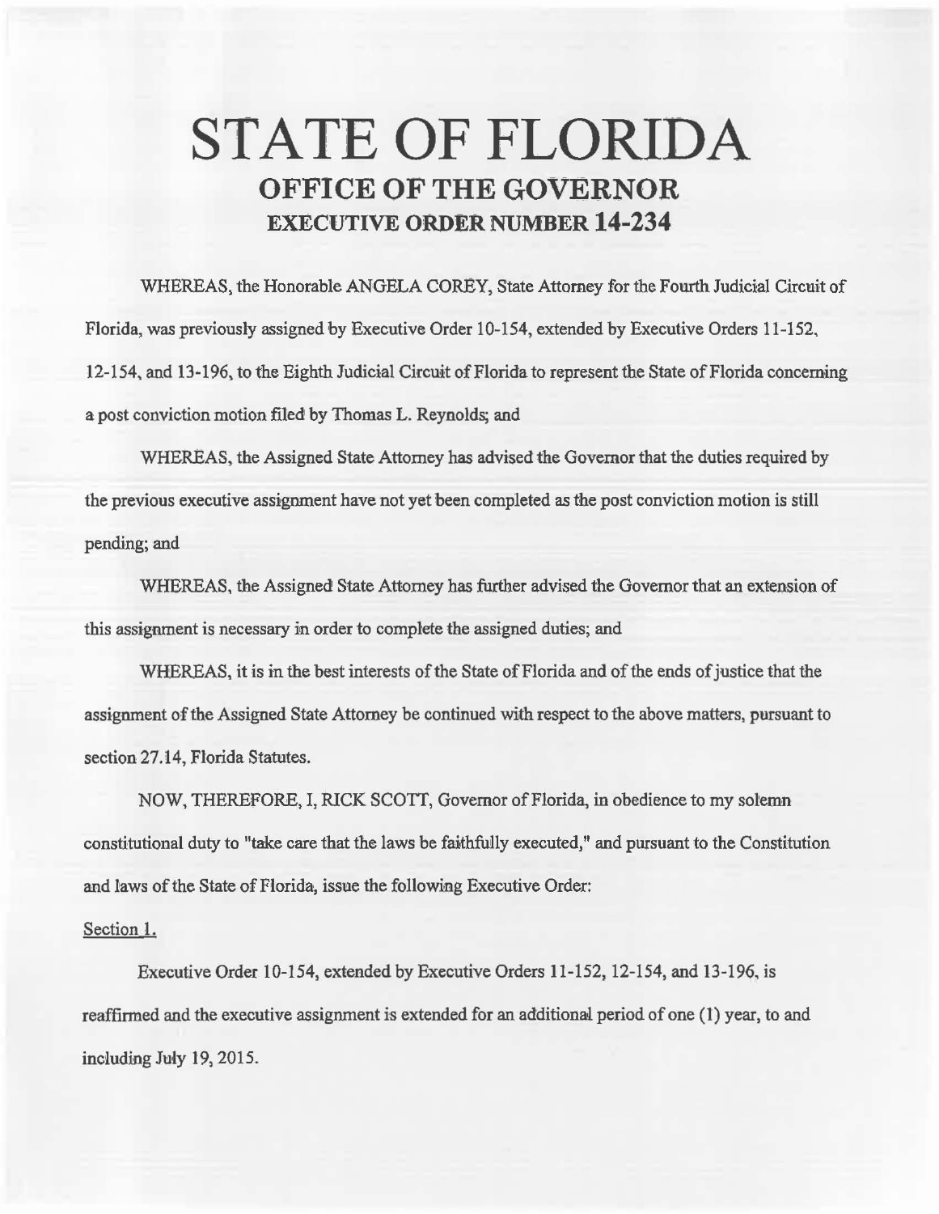# STATE OF FLORIDA
## OFFICE OF THE GOVERNOR
### EXECUTIVE ORDER NUMBER 14-234

WHEREAS, the Honorable ANGELA COREY, State Attorney for the Fourth Judicial Circuit of Florida, was previously assigned by Executive Order 10-154, extended by Executive Orders 11-152, 12-154, and 13-196, to the Eighth Judicial Circuit of Florida to represent the State of Florida concerning a post conviction motion filed by Thomas L. Reynolds; and

WHEREAS, the Assigned State Attorney has advised the Governor that the duties required by the previous executive assignment have not yet been completed as the post conviction motion is still pending; and

WHEREAS, the Assigned State Attorney has further advised the Governor that an extension of this assignment is necessary in order to complete the assigned duties; and

WHEREAS, it is in the best interests of the State of Florida and of the ends of justice that the assignment of the Assigned State Attorney be continued with respect to the above matters, pursuant to section 27.14, Florida Statutes.

NOW, THEREFORE, I, RICK SCOTT, Governor of Florida, in obedience to my solemn constitutional duty to "take care that the laws be faithfully executed," and pursuant to the Constitution and laws of the State of Florida, issue the following Executive Order:

Section 1.

Executive Order 10-154, extended by Executive Orders 11-152, 12-154, and 13-196, is reaffirmed and the executive assignment is extended for an additional period of one (1) year, to and including July 19, 2015.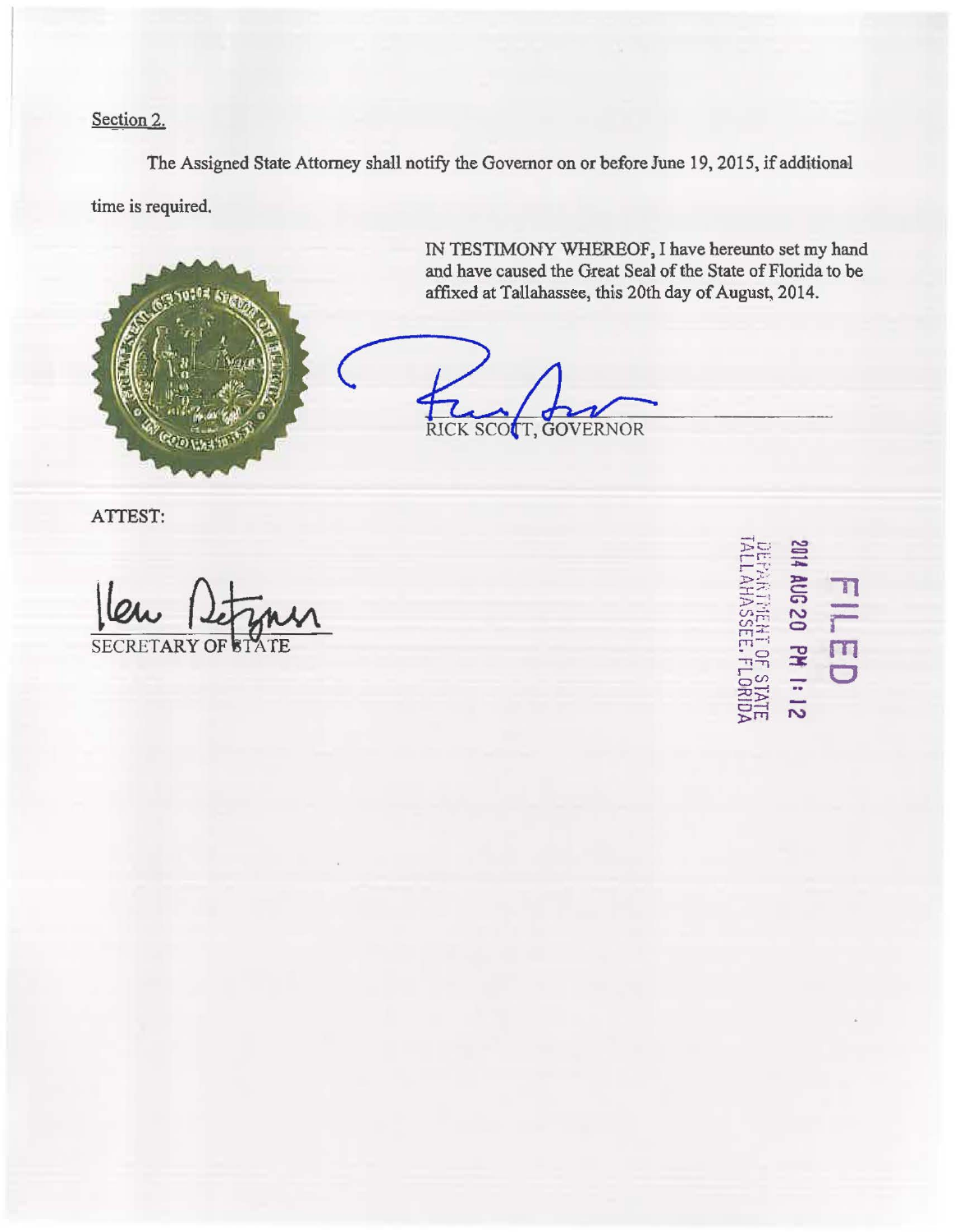Section 2.

The Assigned State Attorney shall notify the Governor on or before June 19, 2015, if additional time is required.

IN TESTIMONY WHEREOF, I have hereunto set my hand and have caused the Great Seal of the State of Florida to be affixed at Tallahassee, this 20th day of August, 2014.

RICK SCOTT, GOVERNOR

ATTEST:

SECRETARY OF STATE

FILED

2014 AUG 20 PM 1:12

DEPARTMENT OF STATE
TALLAHASSEE, FLORIDA